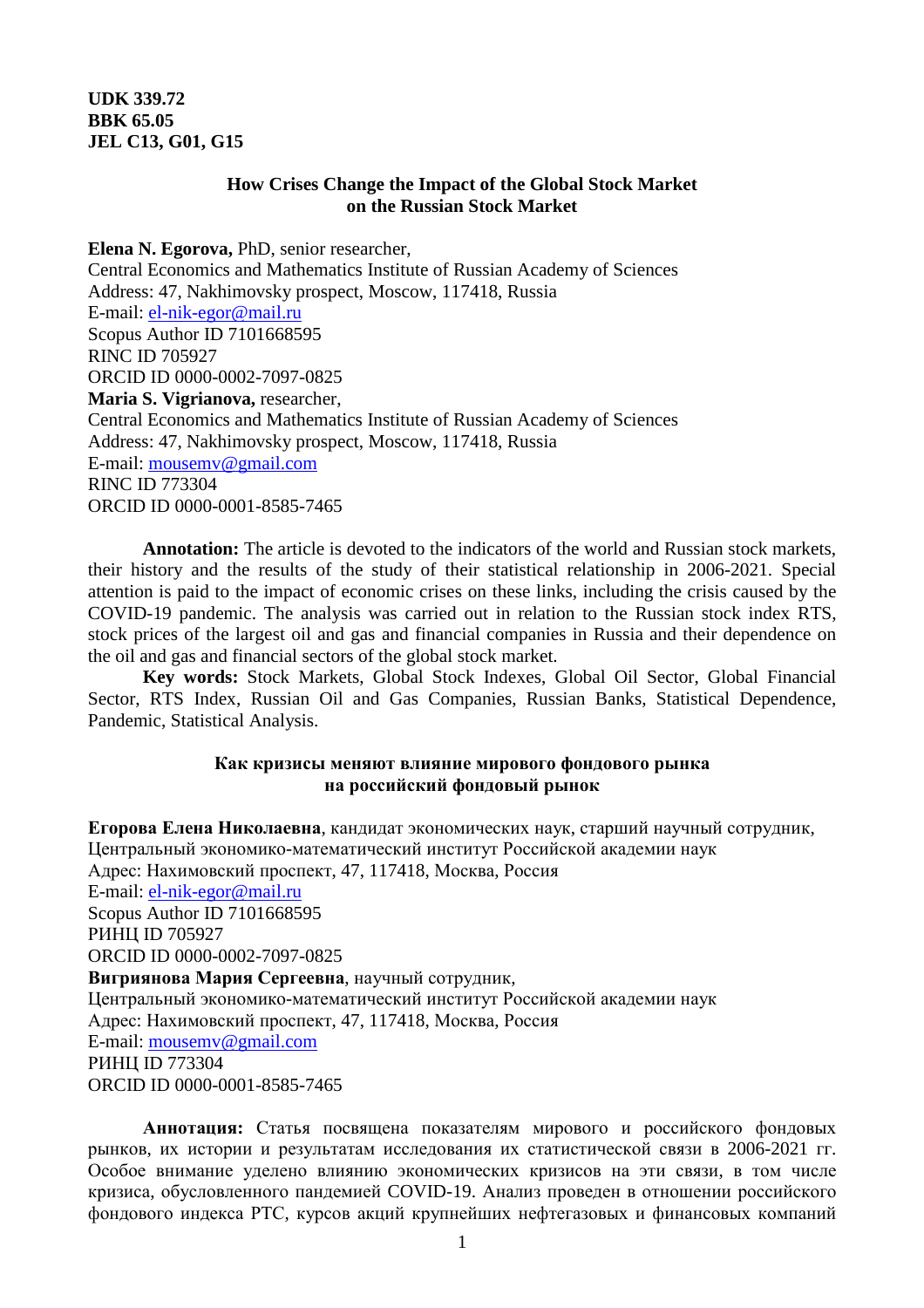**UDK 339.72**
**BBK 65.05**
**JEL C13, G01, G15**

# How Crises Change the Impact of the Global Stock Market on the Russian Stock Market

**Elena N. Egorova,** PhD, senior researcher,
Central Economics and Mathematics Institute of Russian Academy of Sciences
Address: 47, Nakhimovsky prospect, Moscow, 117418, Russia
E-mail: el-nik-egor@mail.ru
Scopus Author ID 7101668595
RINC ID 705927
ORCID ID 0000-0002-7097-0825
**Maria S. Vigrianova,** researcher,
Central Economics and Mathematics Institute of Russian Academy of Sciences
Address: 47, Nakhimovsky prospect, Moscow, 117418, Russia
E-mail: mousemv@gmail.com
RINC ID 773304
ORCID ID 0000-0001-8585-7465

**Annotation:** The article is devoted to the indicators of the world and Russian stock markets, their history and the results of the study of their statistical relationship in 2006-2021. Special attention is paid to the impact of economic crises on these links, including the crisis caused by the COVID-19 pandemic. The analysis was carried out in relation to the Russian stock index RTS, stock prices of the largest oil and gas and financial companies in Russia and their dependence on the oil and gas and financial sectors of the global stock market.

**Key words:** Stock Markets, Global Stock Indexes, Global Oil Sector, Global Financial Sector, RTS Index, Russian Oil and Gas Companies, Russian Banks, Statistical Dependence, Pandemic, Statistical Analysis.

# Как кризисы меняют влияние мирового фондового рынка на российский фондовый рынок

**Егорова Елена Николаевна**, кандидат экономических наук, старший научный сотрудник,
Центральный экономико-математический институт Российской академии наук
Адрес: Нахимовский проспект, 47, 117418, Москва, Россия
E-mail: el-nik-egor@mail.ru
Scopus Author ID 7101668595
РИНЦ ID 705927
ORCID ID 0000-0002-7097-0825
**Вигриянова Мария Сергеевна**, научный сотрудник,
Центральный экономико-математический институт Российской академии наук
Адрес: Нахимовский проспект, 47, 117418, Москва, Россия
E-mail: mousemv@gmail.com
РИНЦ ID 773304
ORCID ID 0000-0001-8585-7465

**Аннотация:** Статья посвящена показателям мирового и российского фондовых рынков, их истории и результатам исследования их статистической связи в 2006-2021 гг. Особое внимание уделено влиянию экономических кризисов на эти связи, в том числе кризиса, обусловленного пандемией COVID-19. Анализ проведен в отношении российского фондового индекса РТС, курсов акций крупнейших нефтегазовых и финансовых компаний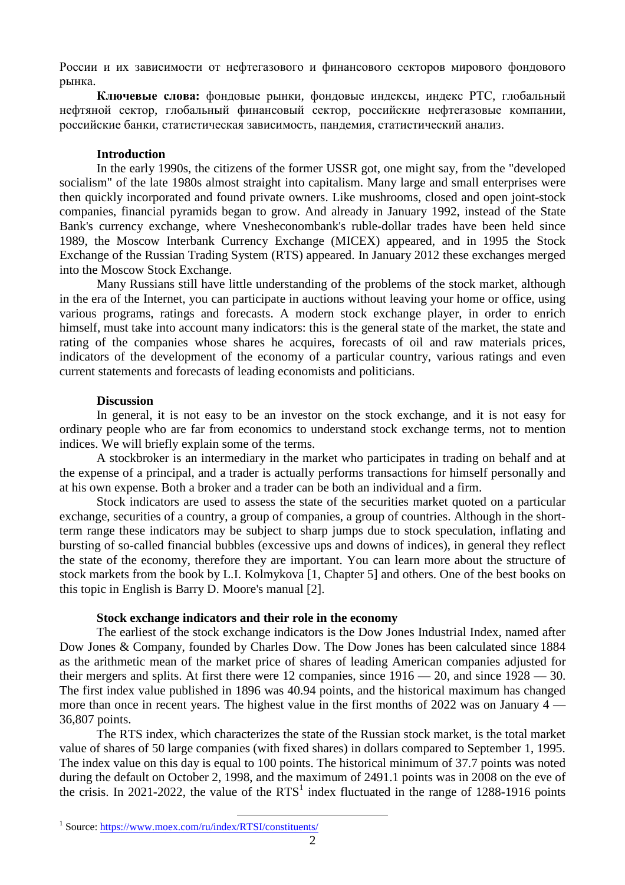России и их зависимости от нефтегазового и финансового секторов мирового фондового рынка.

**Ключевые слова:** фондовые рынки, фондовые индексы, индекс РТС, глобальный нефтяной сектор, глобальный финансовый сектор, российские нефтегазовые компании, российские банки, статистическая зависимость, пандемия, статистический анализ.

### Introduction

In the early 1990s, the citizens of the former USSR got, one might say, from the "developed socialism" of the late 1980s almost straight into capitalism. Many large and small enterprises were then quickly incorporated and found private owners. Like mushrooms, closed and open joint-stock companies, financial pyramids began to grow. And already in January 1992, instead of the State Bank's currency exchange, where Vnesheconombank's ruble-dollar trades have been held since 1989, the Moscow Interbank Currency Exchange (MICEX) appeared, and in 1995 the Stock Exchange of the Russian Trading System (RTS) appeared. In January 2012 these exchanges merged into the Moscow Stock Exchange.

Many Russians still have little understanding of the problems of the stock market, although in the era of the Internet, you can participate in auctions without leaving your home or office, using various programs, ratings and forecasts. A modern stock exchange player, in order to enrich himself, must take into account many indicators: this is the general state of the market, the state and rating of the companies whose shares he acquires, forecasts of oil and raw materials prices, indicators of the development of the economy of a particular country, various ratings and even current statements and forecasts of leading economists and politicians.

### Discussion

In general, it is not easy to be an investor on the stock exchange, and it is not easy for ordinary people who are far from economics to understand stock exchange terms, not to mention indices. We will briefly explain some of the terms.

A stockbroker is an intermediary in the market who participates in trading on behalf and at the expense of a principal, and a trader is actually performs transactions for himself personally and at his own expense. Both a broker and a trader can be both an individual and a firm.

Stock indicators are used to assess the state of the securities market quoted on a particular exchange, securities of a country, a group of companies, a group of countries. Although in the short-term range these indicators may be subject to sharp jumps due to stock speculation, inflating and bursting of so-called financial bubbles (excessive ups and downs of indices), in general they reflect the state of the economy, therefore they are important. You can learn more about the structure of stock markets from the book by L.I. Kolmykova [1, Chapter 5] and others. One of the best books on this topic in English is Barry D. Moore's manual [2].

### Stock exchange indicators and their role in the economy

The earliest of the stock exchange indicators is the Dow Jones Industrial Index, named after Dow Jones & Company, founded by Charles Dow. The Dow Jones has been calculated since 1884 as the arithmetic mean of the market price of shares of leading American companies adjusted for their mergers and splits. At first there were 12 companies, since 1916 — 20, and since 1928 — 30. The first index value published in 1896 was 40.94 points, and the historical maximum has changed more than once in recent years. The highest value in the first months of 2022 was on January 4 — 36,807 points.

The RTS index, which characterizes the state of the Russian stock market, is the total market value of shares of 50 large companies (with fixed shares) in dollars compared to September 1, 1995. The index value on this day is equal to 100 points. The historical minimum of 37.7 points was noted during the default on October 2, 1998, and the maximum of 2491.1 points was in 2008 on the eve of the crisis. In 2021-2022, the value of the RTS[1] index fluctuated in the range of 1288-1916 points

[1] Source: https://www.moex.com/ru/index/RTSI/constituents/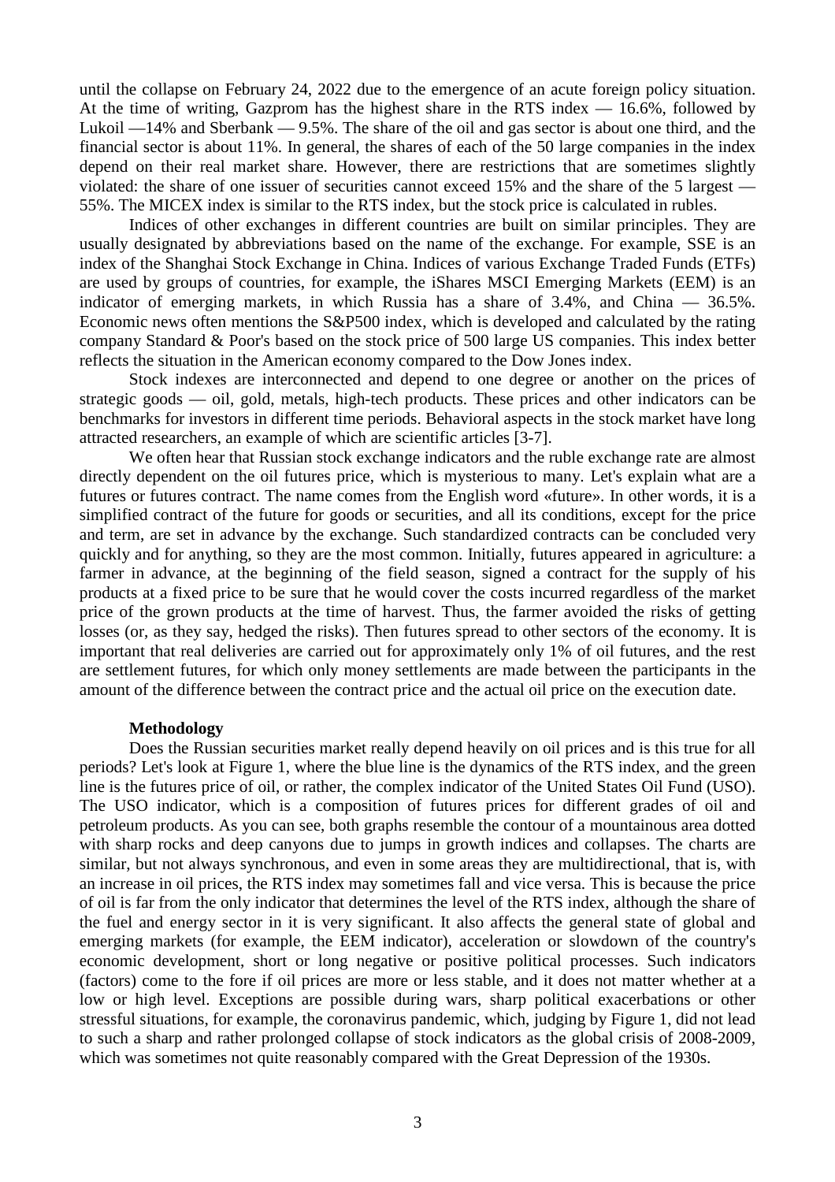until the collapse on February 24, 2022 due to the emergence of an acute foreign policy situation. At the time of writing, Gazprom has the highest share in the RTS index — 16.6%, followed by Lukoil —14% and Sberbank — 9.5%. The share of the oil and gas sector is about one third, and the financial sector is about 11%. In general, the shares of each of the 50 large companies in the index depend on their real market share. However, there are restrictions that are sometimes slightly violated: the share of one issuer of securities cannot exceed 15% and the share of the 5 largest — 55%. The MICEX index is similar to the RTS index, but the stock price is calculated in rubles.

Indices of other exchanges in different countries are built on similar principles. They are usually designated by abbreviations based on the name of the exchange. For example, SSE is an index of the Shanghai Stock Exchange in China. Indices of various Exchange Traded Funds (ETFs) are used by groups of countries, for example, the iShares MSCI Emerging Markets (EEM) is an indicator of emerging markets, in which Russia has a share of 3.4%, and China — 36.5%. Economic news often mentions the S&P500 index, which is developed and calculated by the rating company Standard & Poor's based on the stock price of 500 large US companies. This index better reflects the situation in the American economy compared to the Dow Jones index.

Stock indexes are interconnected and depend to one degree or another on the prices of strategic goods — oil, gold, metals, high-tech products. These prices and other indicators can be benchmarks for investors in different time periods. Behavioral aspects in the stock market have long attracted researchers, an example of which are scientific articles [3-7].

We often hear that Russian stock exchange indicators and the ruble exchange rate are almost directly dependent on the oil futures price, which is mysterious to many. Let's explain what are a futures or futures contract. The name comes from the English word «future». In other words, it is a simplified contract of the future for goods or securities, and all its conditions, except for the price and term, are set in advance by the exchange. Such standardized contracts can be concluded very quickly and for anything, so they are the most common. Initially, futures appeared in agriculture: a farmer in advance, at the beginning of the field season, signed a contract for the supply of his products at a fixed price to be sure that he would cover the costs incurred regardless of the market price of the grown products at the time of harvest. Thus, the farmer avoided the risks of getting losses (or, as they say, hedged the risks). Then futures spread to other sectors of the economy. It is important that real deliveries are carried out for approximately only 1% of oil futures, and the rest are settlement futures, for which only money settlements are made between the participants in the amount of the difference between the contract price and the actual oil price on the execution date.

**Methodology**

Does the Russian securities market really depend heavily on oil prices and is this true for all periods? Let's look at Figure 1, where the blue line is the dynamics of the RTS index, and the green line is the futures price of oil, or rather, the complex indicator of the United States Oil Fund (USO). The USO indicator, which is a composition of futures prices for different grades of oil and petroleum products. As you can see, both graphs resemble the contour of a mountainous area dotted with sharp rocks and deep canyons due to jumps in growth indices and collapses. The charts are similar, but not always synchronous, and even in some areas they are multidirectional, that is, with an increase in oil prices, the RTS index may sometimes fall and vice versa. This is because the price of oil is far from the only indicator that determines the level of the RTS index, although the share of the fuel and energy sector in it is very significant. It also affects the general state of global and emerging markets (for example, the EEM indicator), acceleration or slowdown of the country's economic development, short or long negative or positive political processes. Such indicators (factors) come to the fore if oil prices are more or less stable, and it does not matter whether at a low or high level. Exceptions are possible during wars, sharp political exacerbations or other stressful situations, for example, the coronavirus pandemic, which, judging by Figure 1, did not lead to such a sharp and rather prolonged collapse of stock indicators as the global crisis of 2008-2009, which was sometimes not quite reasonably compared with the Great Depression of the 1930s.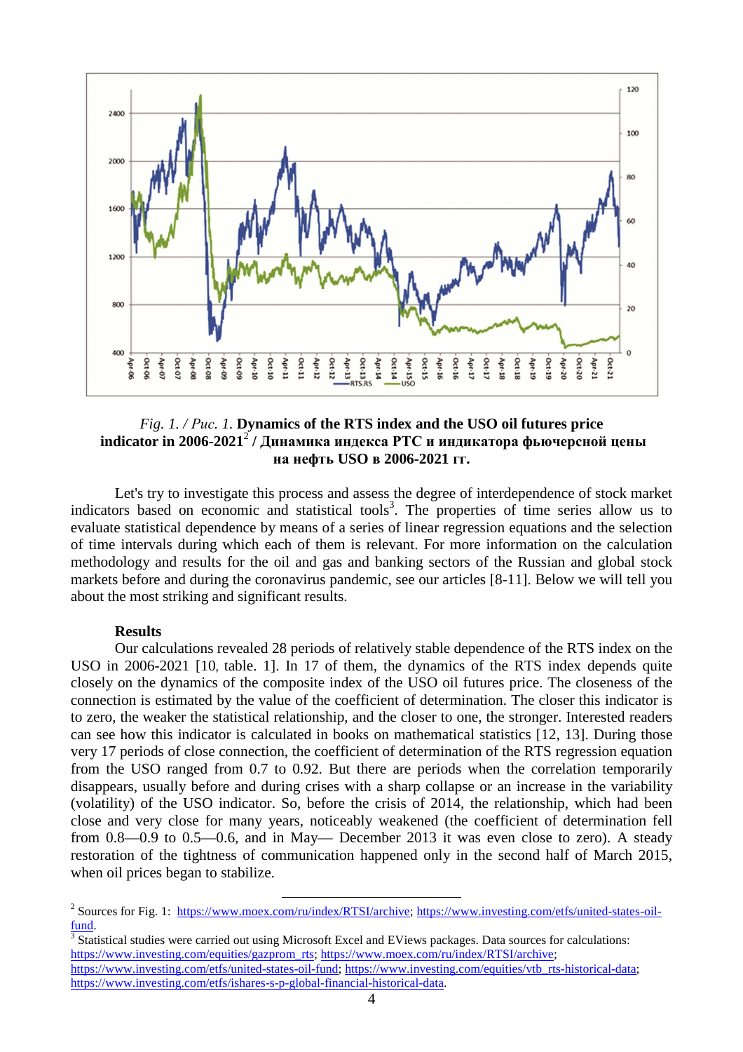*Fig. 1. / Рис. 1.* **Dynamics of the RTS index and the USO oil futures price indicator in 2006-2021**[2] **/ Динамика индекса РТС и индикатора фьючерсной цены на нефть USO в 2006-2021 гг.**

Let's try to investigate this process and assess the degree of interdependence of stock market indicators based on economic and statistical tools[3]. The properties of time series allow us to evaluate statistical dependence by means of a series of linear regression equations and the selection of time intervals during which each of them is relevant. For more information on the calculation methodology and results for the oil and gas and banking sectors of the Russian and global stock markets before and during the coronavirus pandemic, see our articles [8-11]. Below we will tell you about the most striking and significant results.

**Results**

Our calculations revealed 28 periods of relatively stable dependence of the RTS index on the USO in 2006-2021 [10, table. 1]. In 17 of them, the dynamics of the RTS index depends quite closely on the dynamics of the composite index of the USO oil futures price. The closeness of the connection is estimated by the value of the coefficient of determination. The closer this indicator is to zero, the weaker the statistical relationship, and the closer to one, the stronger. Interested readers can see how this indicator is calculated in books on mathematical statistics [12, 13]. During those very 17 periods of close connection, the coefficient of determination of the RTS regression equation from the USO ranged from 0.7 to 0.92. But there are periods when the correlation temporarily disappears, usually before and during crises with a sharp collapse or an increase in the variability (volatility) of the USO indicator. So, before the crisis of 2014, the relationship, which had been close and very close for many years, noticeably weakened (the coefficient of determination fell from 0.8—0.9 to 0.5—0.6, and in May— December 2013 it was even close to zero). A steady restoration of the tightness of communication happened only in the second half of March 2015, when oil prices began to stabilize.

---

[2] Sources for Fig. 1: https://www.moex.com/ru/index/RTSI/archive; https://www.investing.com/etfs/united-states-oil-fund.

[3] Statistical studies were carried out using Microsoft Excel and EViews packages. Data sources for calculations: https://www.investing.com/equities/gazprom_rts; https://www.moex.com/ru/index/RTSI/archive; https://www.investing.com/etfs/united-states-oil-fund; https://www.investing.com/equities/vtb_rts-historical-data; https://www.investing.com/etfs/ishares-s-p-global-financial-historical-data.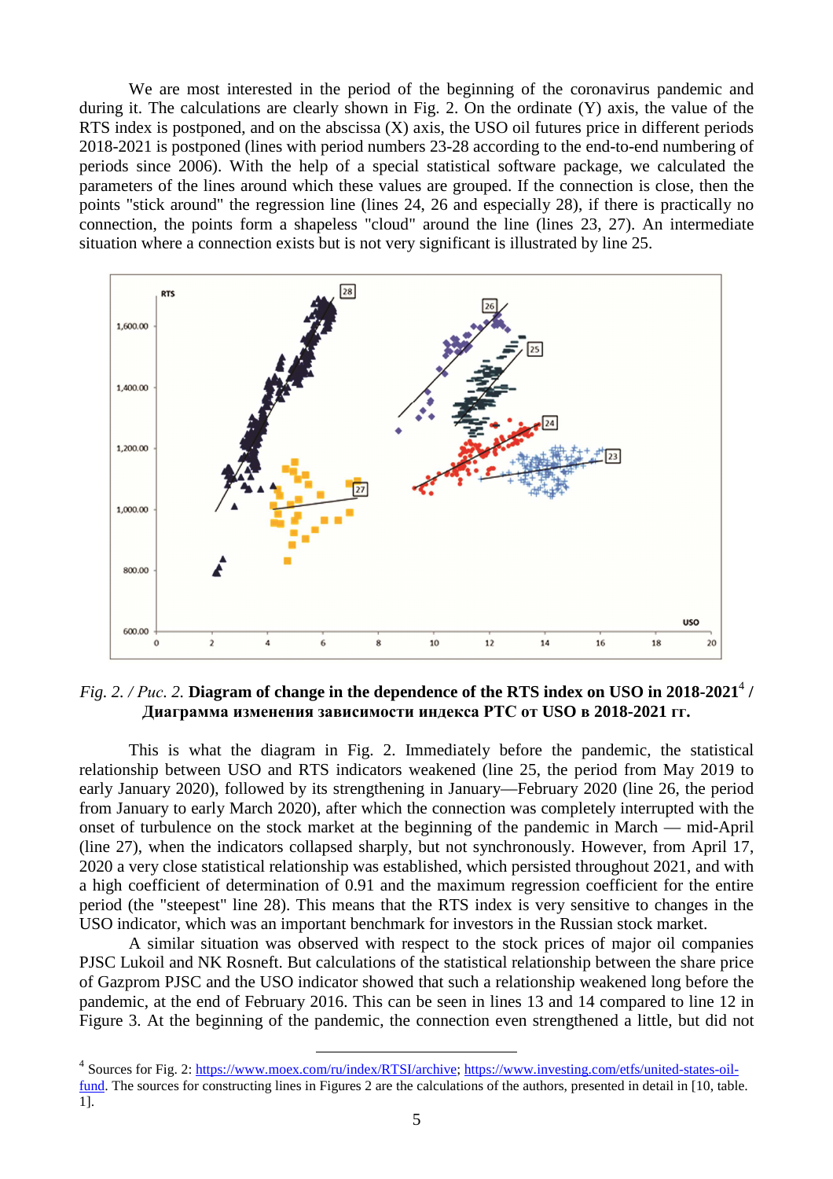We are most interested in the period of the beginning of the coronavirus pandemic and during it. The calculations are clearly shown in Fig. 2. On the ordinate (Y) axis, the value of the RTS index is postponed, and on the abscissa (X) axis, the USO oil futures price in different periods 2018-2021 is postponed (lines with period numbers 23-28 according to the end-to-end numbering of periods since 2006). With the help of a special statistical software package, we calculated the parameters of the lines around which these values are grouped. If the connection is close, then the points "stick around" the regression line (lines 24, 26 and especially 28), if there is practically no connection, the points form a shapeless "cloud" around the line (lines 23, 27). An intermediate situation where a connection exists but is not very significant is illustrated by line 25.

*Fig. 2. / Рис. 2.* **Diagram of change in the dependence of the RTS index on USO in 2018-2021**[4] **/ Диаграмма изменения зависимости индекса РТС от USO в 2018-2021 гг.**

This is what the diagram in Fig. 2. Immediately before the pandemic, the statistical relationship between USO and RTS indicators weakened (line 25, the period from May 2019 to early January 2020), followed by its strengthening in January—February 2020 (line 26, the period from January to early March 2020), after which the connection was completely interrupted with the onset of turbulence on the stock market at the beginning of the pandemic in March — mid-April (line 27), when the indicators collapsed sharply, but not synchronously. However, from April 17, 2020 a very close statistical relationship was established, which persisted throughout 2021, and with a high coefficient of determination of 0.91 and the maximum regression coefficient for the entire period (the "steepest" line 28). This means that the RTS index is very sensitive to changes in the USO indicator, which was an important benchmark for investors in the Russian stock market.

A similar situation was observed with respect to the stock prices of major oil companies PJSC Lukoil and NK Rosneft. But calculations of the statistical relationship between the share price of Gazprom PJSC and the USO indicator showed that such a relationship weakened long before the pandemic, at the end of February 2016. This can be seen in lines 13 and 14 compared to line 12 in Figure 3. At the beginning of the pandemic, the connection even strengthened a little, but did not

---

[4] Sources for Fig. 2: https://www.moex.com/ru/index/RTSI/archive; https://www.investing.com/etfs/united-states-oil-fund. The sources for constructing lines in Figures 2 are the calculations of the authors, presented in detail in [10, table. 1].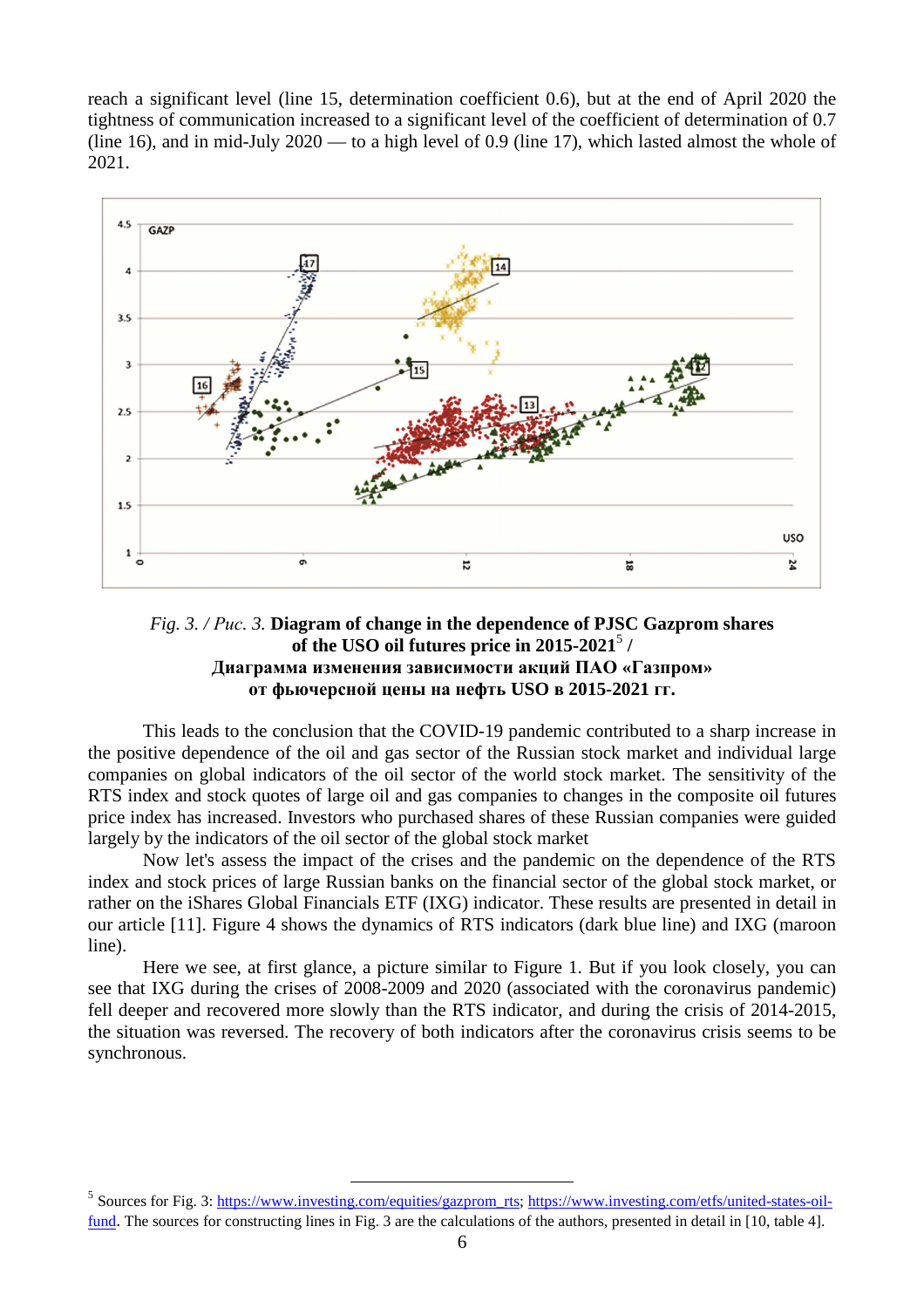reach a significant level (line 15, determination coefficient 0.6), but at the end of April 2020 the tightness of communication increased to a significant level of the coefficient of determination of 0.7 (line 16), and in mid-July 2020 — to a high level of 0.9 (line 17), which lasted almost the whole of 2021.

*Fig. 3. / Рис. 3.* **Diagram of change in the dependence of PJSC Gazprom shares of the USO oil futures price in 2015-2021[5] / Диаграмма изменения зависимости акций ПАО «Газпром» от фьючерсной цены на нефть USO в 2015-2021 гг.**

This leads to the conclusion that the COVID-19 pandemic contributed to a sharp increase in the positive dependence of the oil and gas sector of the Russian stock market and individual large companies on global indicators of the oil sector of the world stock market. The sensitivity of the RTS index and stock quotes of large oil and gas companies to changes in the composite oil futures price index has increased. Investors who purchased shares of these Russian companies were guided largely by the indicators of the oil sector of the global stock market

Now let's assess the impact of the crises and the pandemic on the dependence of the RTS index and stock prices of large Russian banks on the financial sector of the global stock market, or rather on the iShares Global Financials ETF (IXG) indicator. These results are presented in detail in our article [11]. Figure 4 shows the dynamics of RTS indicators (dark blue line) and IXG (maroon line).

Here we see, at first glance, a picture similar to Figure 1. But if you look closely, you can see that IXG during the crises of 2008-2009 and 2020 (associated with the coronavirus pandemic) fell deeper and recovered more slowly than the RTS indicator, and during the crisis of 2014-2015, the situation was reversed. The recovery of both indicators after the coronavirus crisis seems to be synchronous.

[5] Sources for Fig. 3: https://www.investing.com/equities/gazprom_rts; https://www.investing.com/etfs/united-states-oil-fund. The sources for constructing lines in Fig. 3 are the calculations of the authors, presented in detail in [10, table 4].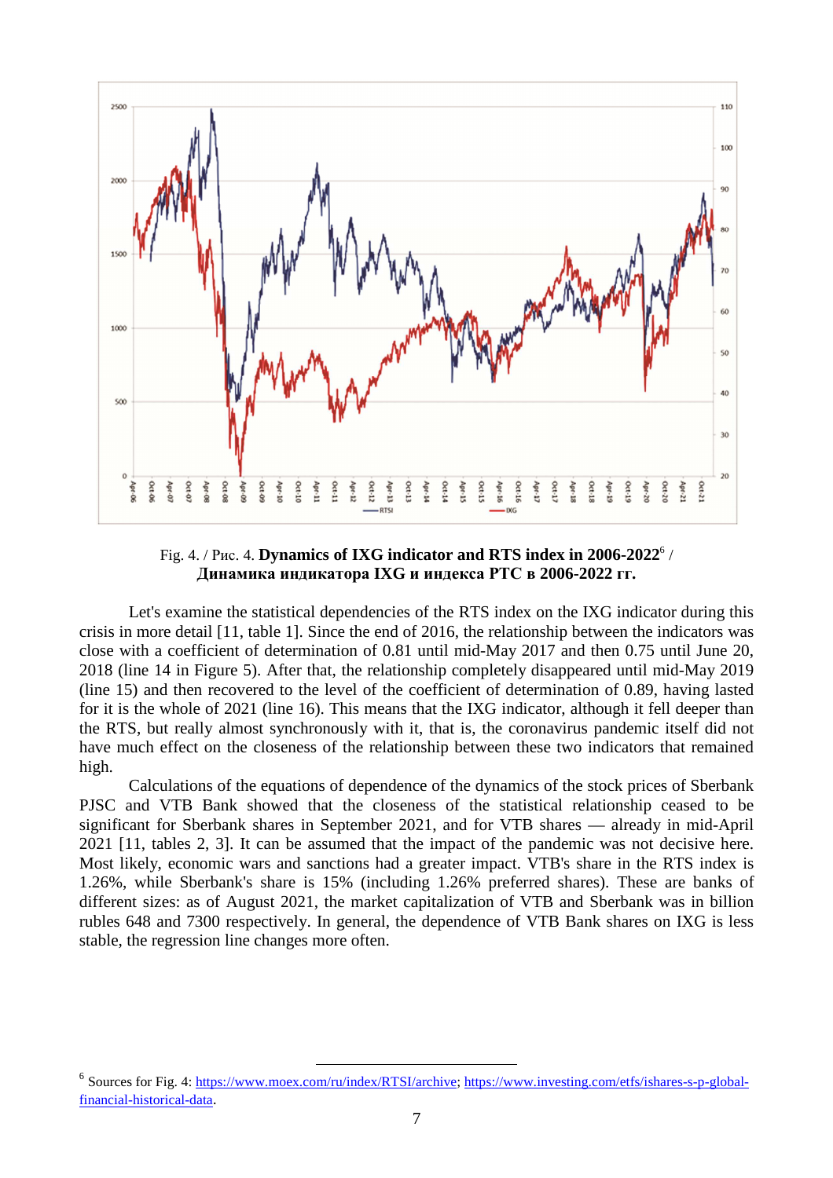Fig. 4. / Рис. 4. **Dynamics of IXG indicator and RTS index in 2006-2022**[6] / **Динамика индикатора IXG и индекса РТС в 2006-2022 гг.**

Let's examine the statistical dependencies of the RTS index on the IXG indicator during this crisis in more detail [11, table 1]. Since the end of 2016, the relationship between the indicators was close with a coefficient of determination of 0.81 until mid-May 2017 and then 0.75 until June 20, 2018 (line 14 in Figure 5). After that, the relationship completely disappeared until mid-May 2019 (line 15) and then recovered to the level of the coefficient of determination of 0.89, having lasted for it is the whole of 2021 (line 16). This means that the IXG indicator, although it fell deeper than the RTS, but really almost synchronously with it, that is, the coronavirus pandemic itself did not have much effect on the closeness of the relationship between these two indicators that remained high.

Calculations of the equations of dependence of the dynamics of the stock prices of Sberbank PJSC and VTB Bank showed that the closeness of the statistical relationship ceased to be significant for Sberbank shares in September 2021, and for VTB shares — already in mid-April 2021 [11, tables 2, 3]. It can be assumed that the impact of the pandemic was not decisive here. Most likely, economic wars and sanctions had a greater impact. VTB's share in the RTS index is 1.26%, while Sberbank's share is 15% (including 1.26% preferred shares). These are banks of different sizes: as of August 2021, the market capitalization of VTB and Sberbank was in billion rubles 648 and 7300 respectively. In general, the dependence of VTB Bank shares on IXG is less stable, the regression line changes more often.

---

[6] Sources for Fig. 4: https://www.moex.com/ru/index/RTSI/archive; https://www.investing.com/etfs/ishares-s-p-global-financial-historical-data.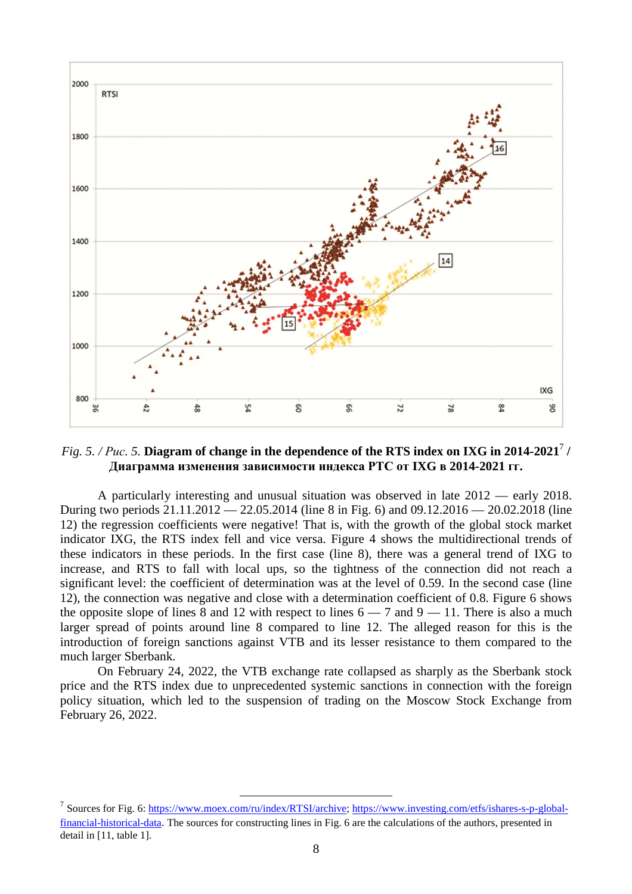*Fig. 5. / Рис. 5.* **Diagram of change in the dependence of the RTS index on IXG in 2014-2021**[7] **/ Диаграмма изменения зависимости индекса РТС от IXG в 2014-2021 гг.**

A particularly interesting and unusual situation was observed in late 2012 — early 2018. During two periods 21.11.2012 — 22.05.2014 (line 8 in Fig. 6) and 09.12.2016 — 20.02.2018 (line 12) the regression coefficients were negative! That is, with the growth of the global stock market indicator IXG, the RTS index fell and vice versa. Figure 4 shows the multidirectional trends of these indicators in these periods. In the first case (line 8), there was a general trend of IXG to increase, and RTS to fall with local ups, so the tightness of the connection did not reach a significant level: the coefficient of determination was at the level of 0.59. In the second case (line 12), the connection was negative and close with a determination coefficient of 0.8. Figure 6 shows the opposite slope of lines 8 and 12 with respect to lines 6 — 7 and 9 — 11. There is also a much larger spread of points around line 8 compared to line 12. The alleged reason for this is the introduction of foreign sanctions against VTB and its lesser resistance to them compared to the much larger Sberbank.

On February 24, 2022, the VTB exchange rate collapsed as sharply as the Sberbank stock price and the RTS index due to unprecedented systemic sanctions in connection with the foreign policy situation, which led to the suspension of trading on the Moscow Stock Exchange from February 26, 2022.

---

[7] Sources for Fig. 6: https://www.moex.com/ru/index/RTSI/archive; https://www.investing.com/etfs/ishares-s-p-global-financial-historical-data. The sources for constructing lines in Fig. 6 are the calculations of the authors, presented in detail in [11, table 1].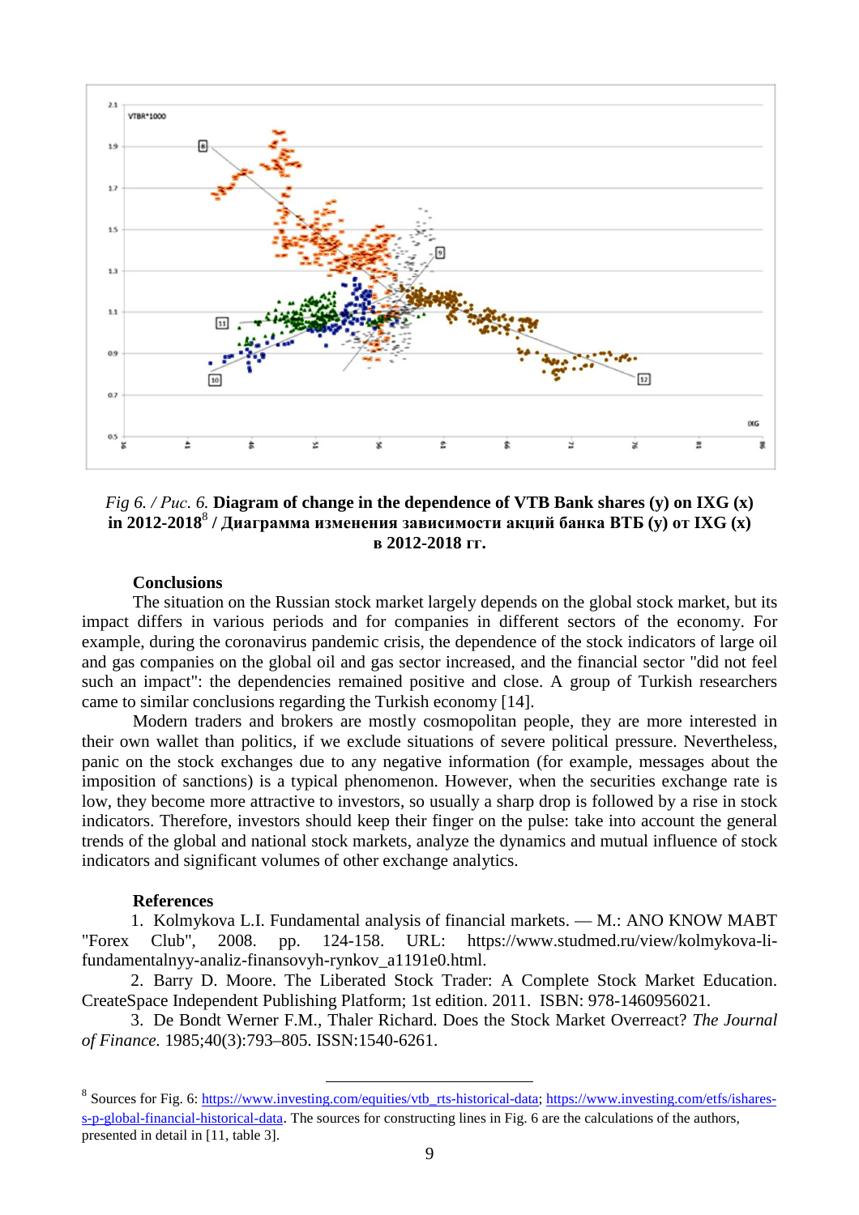*Fig 6. / Рис. 6.* **Diagram of change in the dependence of VTB Bank shares (y) on IXG (x) in 2012-2018[8] / Диаграмма изменения зависимости акций банка ВТБ (y) от IXG (x) в 2012-2018 гг.**

**Conclusions**

The situation on the Russian stock market largely depends on the global stock market, but its impact differs in various periods and for companies in different sectors of the economy. For example, during the coronavirus pandemic crisis, the dependence of the stock indicators of large oil and gas companies on the global oil and gas sector increased, and the financial sector "did not feel such an impact": the dependencies remained positive and close. A group of Turkish researchers came to similar conclusions regarding the Turkish economy [14].

Modern traders and brokers are mostly cosmopolitan people, they are more interested in their own wallet than politics, if we exclude situations of severe political pressure. Nevertheless, panic on the stock exchanges due to any negative information (for example, messages about the imposition of sanctions) is a typical phenomenon. However, when the securities exchange rate is low, they become more attractive to investors, so usually a sharp drop is followed by a rise in stock indicators. Therefore, investors should keep their finger on the pulse: take into account the general trends of the global and national stock markets, analyze the dynamics and mutual influence of stock indicators and significant volumes of other exchange analytics.

**References**

1. Kolmykova L.I. Fundamental analysis of financial markets. — M.: ANO KNOW MABT "Forex Club", 2008. pp. 124-158. URL: https://www.studmed.ru/view/kolmykova-li-fundamentalnyy-analiz-finansovyh-rynkov_a1191e0.html.
2. Barry D. Moore. The Liberated Stock Trader: A Complete Stock Market Education. CreateSpace Independent Publishing Platform; 1st edition. 2011. ISBN: 978-1460956021.
3. De Bondt Werner F.M., Thaler Richard. Does the Stock Market Overreact? *The Journal of Finance.* 1985;40(3):793–805. ISSN:1540-6261.

---

[8] Sources for Fig. 6: https://www.investing.com/equities/vtb_rts-historical-data; https://www.investing.com/etfs/ishares-s-p-global-financial-historical-data. The sources for constructing lines in Fig. 6 are the calculations of the authors, presented in detail in [11, table 3].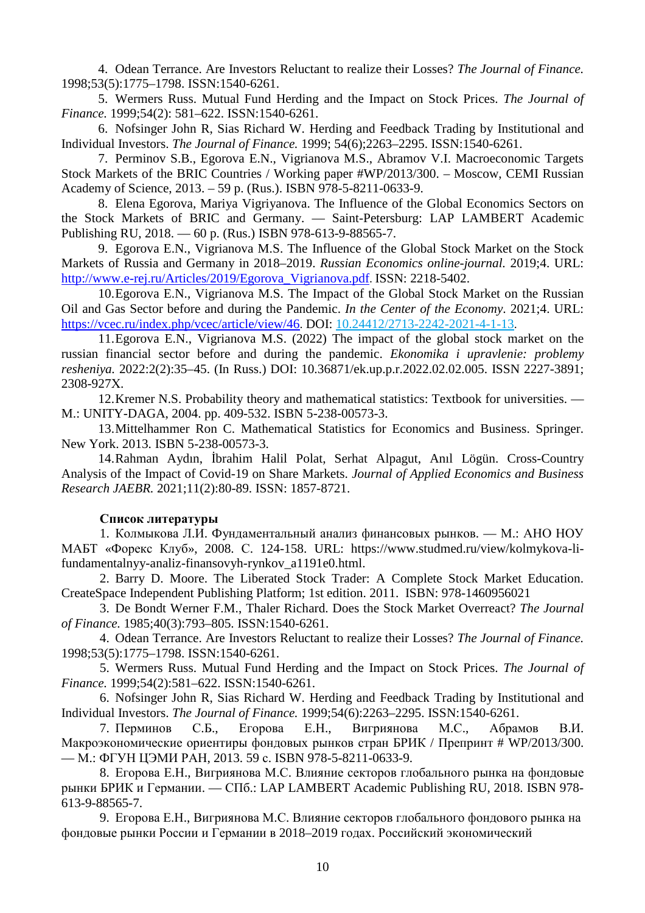4. Odean Terrance. Are Investors Reluctant to realize their Losses? *The Journal of Finance.* 1998;53(5):1775–1798. ISSN:1540-6261.

5. Wermers Russ. Mutual Fund Herding and the Impact on Stock Prices. *The Journal of Finance.* 1999;54(2): 581–622. ISSN:1540-6261.

6. Nofsinger John R, Sias Richard W. Herding and Feedback Trading by Institutional and Individual Investors. *The Journal of Finance.* 1999; 54(6);2263–2295. ISSN:1540-6261.

7. Perminov S.B., Egorova E.N., Vigrianova M.S., Abramov V.I. Macroeconomic Targets Stock Markets of the BRIC Countries / Working paper #WP/2013/300. – Moscow, CEMI Russian Academy of Science, 2013. – 59 p. (Rus.). ISBN 978-5-8211-0633-9.

8. Elena Egorova, Mariya Vigriyanova. The Influence of the Global Economics Sectors on the Stock Markets of BRIC and Germany. — Saint-Petersburg: LAP LAMBERT Academic Publishing RU, 2018. — 60 p. (Rus.) ISBN 978-613-9-88565-7.

9. Egorova E.N., Vigrianova M.S. The Influence of the Global Stock Market on the Stock Markets of Russia and Germany in 2018–2019. *Russian Economics online-journal.* 2019;4. URL: http://www.e-rej.ru/Articles/2019/Egorova_Vigrianova.pdf. ISSN: 2218-5402.

10. Egorova E.N., Vigrianova M.S. The Impact of the Global Stock Market on the Russian Oil and Gas Sector before and during the Pandemic. *In the Center of the Economy*. 2021;4. URL: https://vcec.ru/index.php/vcec/article/view/46. DOI: 10.24412/2713-2242-2021-4-1-13.

11. Egorova E.N., Vigrianova M.S. (2022) The impact of the global stock market on the russian financial sector before and during the pandemic. *Ekonomika i upravlenie: problemy resheniya.* 2022:2(2):35–45. (In Russ.) DOI: 10.36871/ek.up.p.r.2022.02.02.005. ISSN 2227-3891; 2308-927X.

12. Kremer N.S. Probability theory and mathematical statistics: Textbook for universities. — M.: UNITY-DAGA, 2004. pp. 409-532. ISBN 5-238-00573-3.

13. Mittelhammer Ron C. Mathematical Statistics for Economics and Business. Springer. New York. 2013. ISBN 5-238-00573-3.

14. Rahman Aydın, İbrahim Halil Polat, Serhat Alpagut, Anıl Lögün. Cross-Country Analysis of the Impact of Covid-19 on Share Markets. *Journal of Applied Economics and Business Research JAEBR.* 2021;11(2):80-89. ISSN: 1857-8721.

**Список литературы**

1. Колмыкова Л.И. Фундаментальный анализ финансовых рынков. — М.: АНО НОУ МАБТ «Форекс Клуб», 2008. С. 124-158. URL: https://www.studmed.ru/view/kolmykova-li-fundamentalnyy-analiz-finansovyh-rynkov_a1191e0.html.

2. Barry D. Moore. The Liberated Stock Trader: A Complete Stock Market Education. CreateSpace Independent Publishing Platform; 1st edition. 2011. ISBN: 978-1460956021

3. De Bondt Werner F.M., Thaler Richard. Does the Stock Market Overreact? *The Journal of Finance.* 1985;40(3):793–805. ISSN:1540-6261.

4. Odean Terrance. Are Investors Reluctant to realize their Losses? *The Journal of Finance.* 1998;53(5):1775–1798. ISSN:1540-6261.

5. Wermers Russ. Mutual Fund Herding and the Impact on Stock Prices. *The Journal of Finance.* 1999;54(2):581–622. ISSN:1540-6261.

6. Nofsinger John R, Sias Richard W. Herding and Feedback Trading by Institutional and Individual Investors. *The Journal of Finance.* 1999;54(6):2263–2295. ISSN:1540-6261.

7. Перминов С.Б., Егорова Е.Н., Вигриянова М.С., Абрамов В.И. Макроэкономические ориентиры фондовых рынков стран БРИК / Препринт # WP/2013/300. — М.: ФГУН ЦЭМИ РАН, 2013. 59 с. ISBN 978-5-8211-0633-9.

8. Егорова Е.Н., Вигриянова М.С. Влияние секторов глобального рынка на фондовые рынки БРИК и Германии. — СПб.: LAP LAMBERT Academic Publishing RU, 2018. ISBN 978-613-9-88565-7.

9. Егорова Е.Н., Вигриянова М.С. Влияние секторов глобального фондового рынка на фондовые рынки России и Германии в 2018–2019 годах. Российский экономический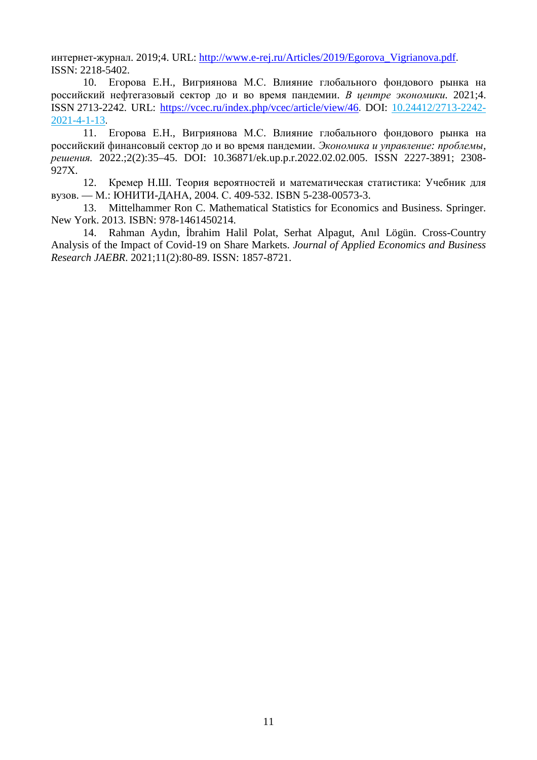интернет-журнал. 2019;4. URL: http://www.e-rej.ru/Articles/2019/Egorova_Vigrianova.pdf. ISSN: 2218-5402.

10. Егорова Е.Н., Вигриянова М.С. Влияние глобального фондового рынка на российский нефтегазовый сектор до и во время пандемии. *В центре экономики.* 2021;4. ISSN 2713-2242. URL: https://vcec.ru/index.php/vcec/article/view/46. DOI: 10.24412/2713-2242-2021-4-1-13.

11. Егорова Е.Н., Вигриянова М.С. Влияние глобального фондового рынка на российский финансовый сектор до и во время пандемии. *Экономика и управление: проблемы, решения.* 2022.;2(2):35–45. DOI: 10.36871/ek.up.p.r.2022.02.02.005. ISSN 2227-3891; 2308-927X.

12. Кремер Н.Ш. Теория вероятностей и математическая статистика: Учебник для вузов. — М.: ЮНИТИ-ДАНА, 2004. С. 409-532. ISBN 5-238-00573-3.

13. Mittelhammer Ron C. Mathematical Statistics for Economics and Business. Springer. New York. 2013. ISBN: 978-1461450214.

14. Rahman Aydın, İbrahim Halil Polat, Serhat Alpagut, Anıl Lögün. Cross-Country Analysis of the Impact of Covid-19 on Share Markets. *Journal of Applied Economics and Business Research JAEBR*. 2021;11(2):80-89. ISSN: 1857-8721.